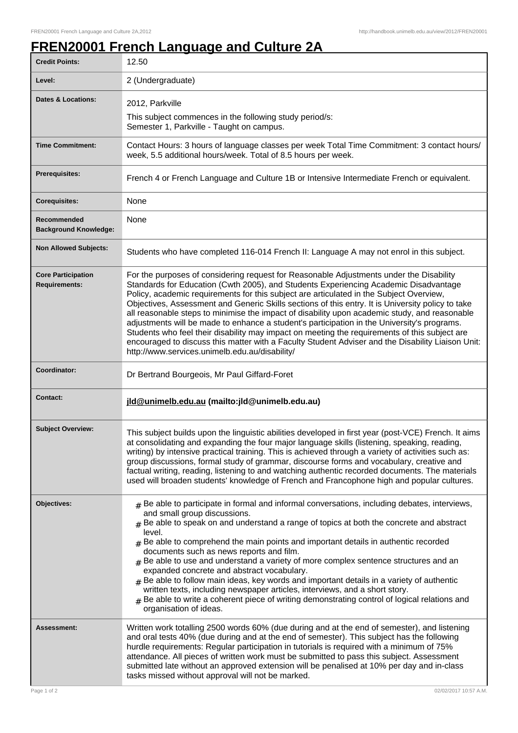# FREN20001 French Language and Culture 2A

| | |
|---|---|
| **Credit Points:** | 12.50 |
| **Level:** | 2 (Undergraduate) |
| **Dates & Locations:** | 2012, Parkville<br>This subject commences in the following study period/s:<br>Semester 1, Parkville - Taught on campus. |
| **Time Commitment:** | Contact Hours: 3 hours of language classes per week Total Time Commitment: 3 contact hours/ week, 5.5 additional hours/week. Total of 8.5 hours per week. |
| **Prerequisites:** | French 4 or French Language and Culture 1B or Intensive Intermediate French or equivalent. |
| **Corequisites:** | None |
| **Recommended Background Knowledge:** | None |
| **Non Allowed Subjects:** | Students who have completed 116-014 French II: Language A may not enrol in this subject. |
| **Core Participation Requirements:** | For the purposes of considering request for Reasonable Adjustments under the Disability Standards for Education (Cwth 2005), and Students Experiencing Academic Disadvantage Policy, academic requirements for this subject are articulated in the Subject Overview, Objectives, Assessment and Generic Skills sections of this entry. It is University policy to take all reasonable steps to minimise the impact of disability upon academic study, and reasonable adjustments will be made to enhance a student's participation in the University's programs. Students who feel their disability may impact on meeting the requirements of this subject are encouraged to discuss this matter with a Faculty Student Adviser and the Disability Liaison Unit: http://www.services.unimelb.edu.au/disability/ |
| **Coordinator:** | Dr Bertrand Bourgeois, Mr Paul Giffard-Foret |
| **Contact:** | **jld@unimelb.edu.au (mailto:jld@unimelb.edu.au)** |
| **Subject Overview:** | This subject builds upon the linguistic abilities developed in first year (post-VCE) French. It aims at consolidating and expanding the four major language skills (listening, speaking, reading, writing) by intensive practical training. This is achieved through a variety of activities such as: group discussions, formal study of grammar, discourse forms and vocabulary, creative and factual writing, reading, listening to and watching authentic recorded documents. The materials used will broaden students' knowledge of French and Francophone high and popular cultures. |
| **Objectives:** | # Be able to participate in formal and informal conversations, including debates, interviews, and small group discussions.<br># Be able to speak on and understand a range of topics at both the concrete and abstract level.<br># Be able to comprehend the main points and important details in authentic recorded documents such as news reports and film.<br># Be able to use and understand a variety of more complex sentence structures and an expanded concrete and abstract vocabulary.<br># Be able to follow main ideas, key words and important details in a variety of authentic written texts, including newspaper articles, interviews, and a short story.<br># Be able to write a coherent piece of writing demonstrating control of logical relations and organisation of ideas. |
| **Assessment:** | Written work totalling 2500 words 60% (due during and at the end of semester), and listening and oral tests 40% (due during and at the end of semester). This subject has the following hurdle requirements: Regular participation in tutorials is required with a minimum of 75% attendance. All pieces of written work must be submitted to pass this subject. Assessment submitted late without an approved extension will be penalised at 10% per day and in-class tasks missed without approval will not be marked. |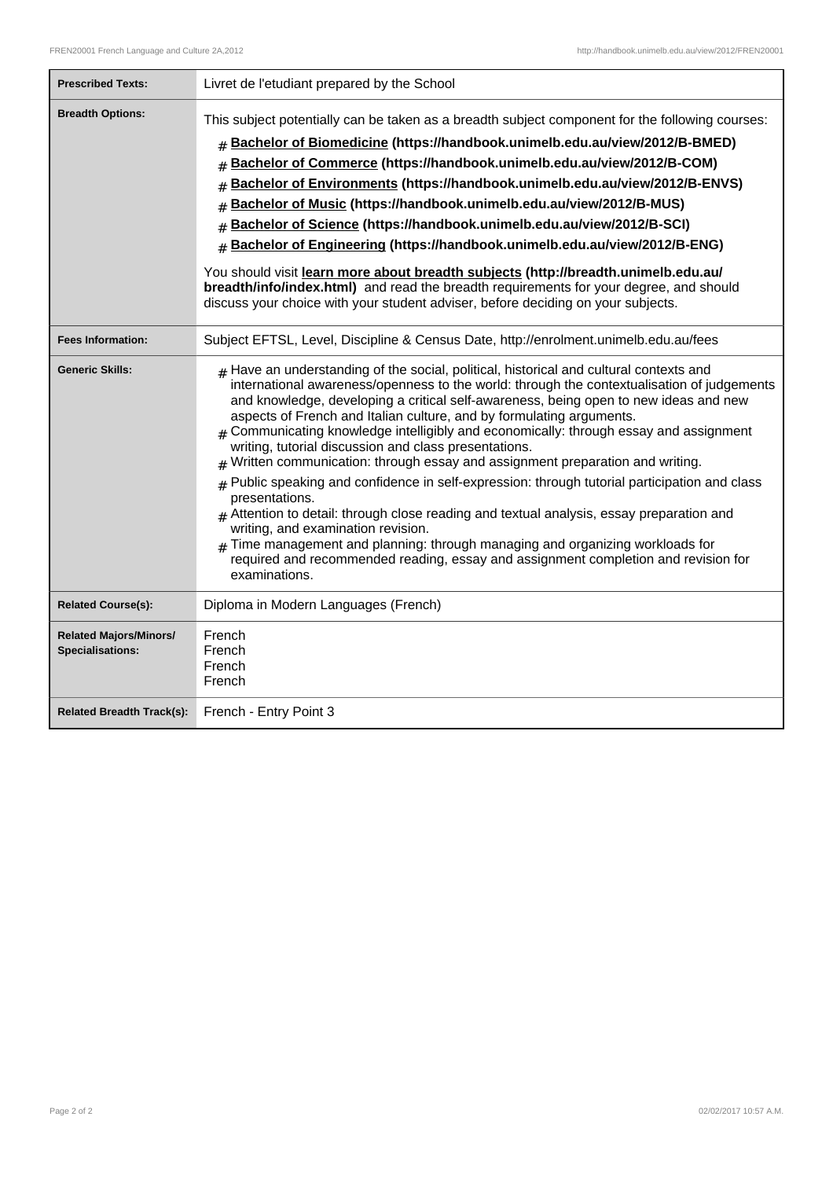| | |
|---|---|
| **Prescribed Texts:** | Livret de l'etudiant prepared by the School |
| **Breadth Options:** | This subject potentially can be taken as a breadth subject component for the following courses:<br># **Bachelor of Biomedicine (https://handbook.unimelb.edu.au/view/2012/B-BMED)**<br># **Bachelor of Commerce (https://handbook.unimelb.edu.au/view/2012/B-COM)**<br># **Bachelor of Environments (https://handbook.unimelb.edu.au/view/2012/B-ENVS)**<br># **Bachelor of Music (https://handbook.unimelb.edu.au/view/2012/B-MUS)**<br># **Bachelor of Science (https://handbook.unimelb.edu.au/view/2012/B-SCI)**<br># **Bachelor of Engineering (https://handbook.unimelb.edu.au/view/2012/B-ENG)**<br>You should visit **learn more about breadth subjects (http://breadth.unimelb.edu.au/breadth/info/index.html)** and read the breadth requirements for your degree, and should discuss your choice with your student adviser, before deciding on your subjects. |
| **Fees Information:** | Subject EFTSL, Level, Discipline & Census Date, http://enrolment.unimelb.edu.au/fees |
| **Generic Skills:** | # Have an understanding of the social, political, historical and cultural contexts and international awareness/openness to the world: through the contextualisation of judgements and knowledge, developing a critical self-awareness, being open to new ideas and new aspects of French and Italian culture, and by formulating arguments.<br># Communicating knowledge intelligibly and economically: through essay and assignment writing, tutorial discussion and class presentations.<br># Written communication: through essay and assignment preparation and writing.<br># Public speaking and confidence in self-expression: through tutorial participation and class presentations.<br># Attention to detail: through close reading and textual analysis, essay preparation and writing, and examination revision.<br># Time management and planning: through managing and organizing workloads for required and recommended reading, essay and assignment completion and revision for examinations. |
| **Related Course(s):** | Diploma in Modern Languages (French) |
| **Related Majors/Minors/ Specialisations:** | French<br>French<br>French<br>French |
| **Related Breadth Track(s):** | French - Entry Point 3 |